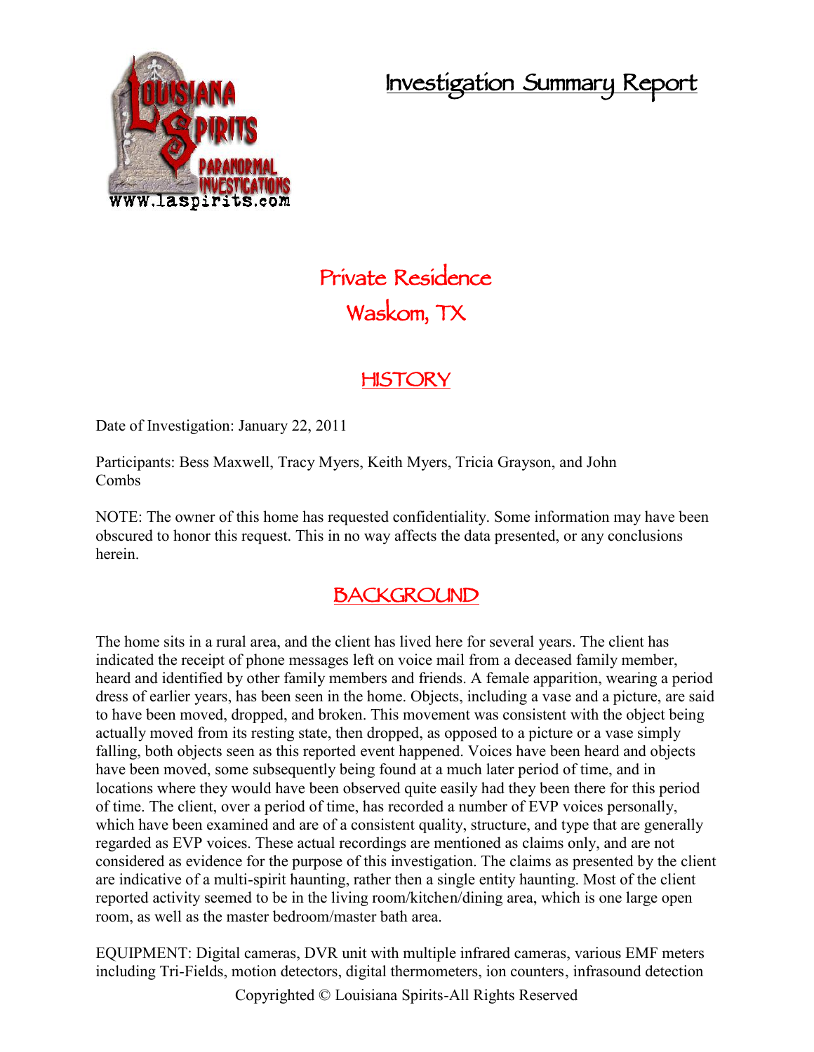# Investigation Summary Report

## Private Residence
## Waskom, TX

## HISTORY

Date of Investigation: January 22, 2011

Participants: Bess Maxwell, Tracy Myers, Keith Myers, Tricia Grayson, and John Combs

NOTE: The owner of this home has requested confidentiality. Some information may have been obscured to honor this request. This in no way affects the data presented, or any conclusions herein.

## BACKGROUND

The home sits in a rural area, and the client has lived here for several years. The client has indicated the receipt of phone messages left on voice mail from a deceased family member, heard and identified by other family members and friends. A female apparition, wearing a period dress of earlier years, has been seen in the home. Objects, including a vase and a picture, are said to have been moved, dropped, and broken. This movement was consistent with the object being actually moved from its resting state, then dropped, as opposed to a picture or a vase simply falling, both objects seen as this reported event happened. Voices have been heard and objects have been moved, some subsequently being found at a much later period of time, and in locations where they would have been observed quite easily had they been there for this period of time. The client, over a period of time, has recorded a number of EVP voices personally, which have been examined and are of a consistent quality, structure, and type that are generally regarded as EVP voices. These actual recordings are mentioned as claims only, and are not considered as evidence for the purpose of this investigation. The claims as presented by the client are indicative of a multi-spirit haunting, rather then a single entity haunting. Most of the client reported activity seemed to be in the living room/kitchen/dining area, which is one large open room, as well as the master bedroom/master bath area.

EQUIPMENT: Digital cameras, DVR unit with multiple infrared cameras, various EMF meters including Tri-Fields, motion detectors, digital thermometers, ion counters, infrasound detection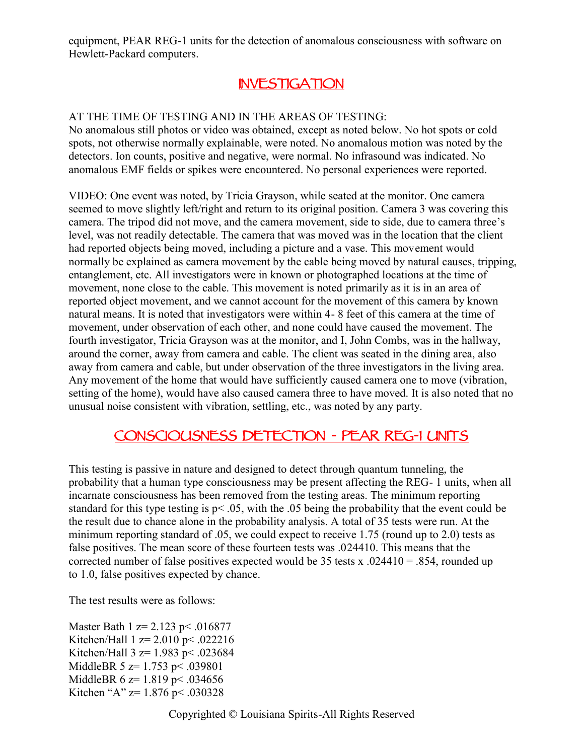equipment, PEAR REG-1 units for the detection of anomalous consciousness with software on Hewlett-Packard computers.

## INVESTIGATION

AT THE TIME OF TESTING AND IN THE AREAS OF TESTING:
No anomalous still photos or video was obtained, except as noted below. No hot spots or cold spots, not otherwise normally explainable, were noted. No anomalous motion was noted by the detectors. Ion counts, positive and negative, were normal. No infrasound was indicated. No anomalous EMF fields or spikes were encountered. No personal experiences were reported.

VIDEO: One event was noted, by Tricia Grayson, while seated at the monitor. One camera seemed to move slightly left/right and return to its original position. Camera 3 was covering this camera. The tripod did not move, and the camera movement, side to side, due to camera three's level, was not readily detectable. The camera that was moved was in the location that the client had reported objects being moved, including a picture and a vase. This movement would normally be explained as camera movement by the cable being moved by natural causes, tripping, entanglement, etc. All investigators were in known or photographed locations at the time of movement, none close to the cable. This movement is noted primarily as it is in an area of reported object movement, and we cannot account for the movement of this camera by known natural means. It is noted that investigators were within 4- 8 feet of this camera at the time of movement, under observation of each other, and none could have caused the movement. The fourth investigator, Tricia Grayson was at the monitor, and I, John Combs, was in the hallway, around the corner, away from camera and cable. The client was seated in the dining area, also away from camera and cable, but under observation of the three investigators in the living area. Any movement of the home that would have sufficiently caused camera one to move (vibration, setting of the home), would have also caused camera three to have moved. It is also noted that no unusual noise consistent with vibration, settling, etc., was noted by any party.

## CONSCIOUSNESS DETECTION - PEAR REG-1 UNITS

This testing is passive in nature and designed to detect through quantum tunneling, the probability that a human type consciousness may be present affecting the REG- 1 units, when all incarnate consciousness has been removed from the testing areas. The minimum reporting standard for this type testing is $p < .05$, with the .05 being the probability that the event could be the result due to chance alone in the probability analysis. A total of 35 tests were run. At the minimum reporting standard of .05, we could expect to receive 1.75 (round up to 2.0) tests as false positives. The mean score of these fourteen tests was .024410. This means that the corrected number of false positives expected would be 35 tests x .024410 = .854, rounded up to 1.0, false positives expected by chance.

The test results were as follows:

Master Bath 1 $z = 2.123$ $p < .016877$
Kitchen/Hall 1 $z = 2.010$ $p < .022216$
Kitchen/Hall 3 $z = 1.983$ $p < .023684$
MiddleBR 5 $z = 1.753$ $p < .039801$
MiddleBR 6 $z = 1.819$ $p < .034656$
Kitchen "A" $z = 1.876$ $p < .030328$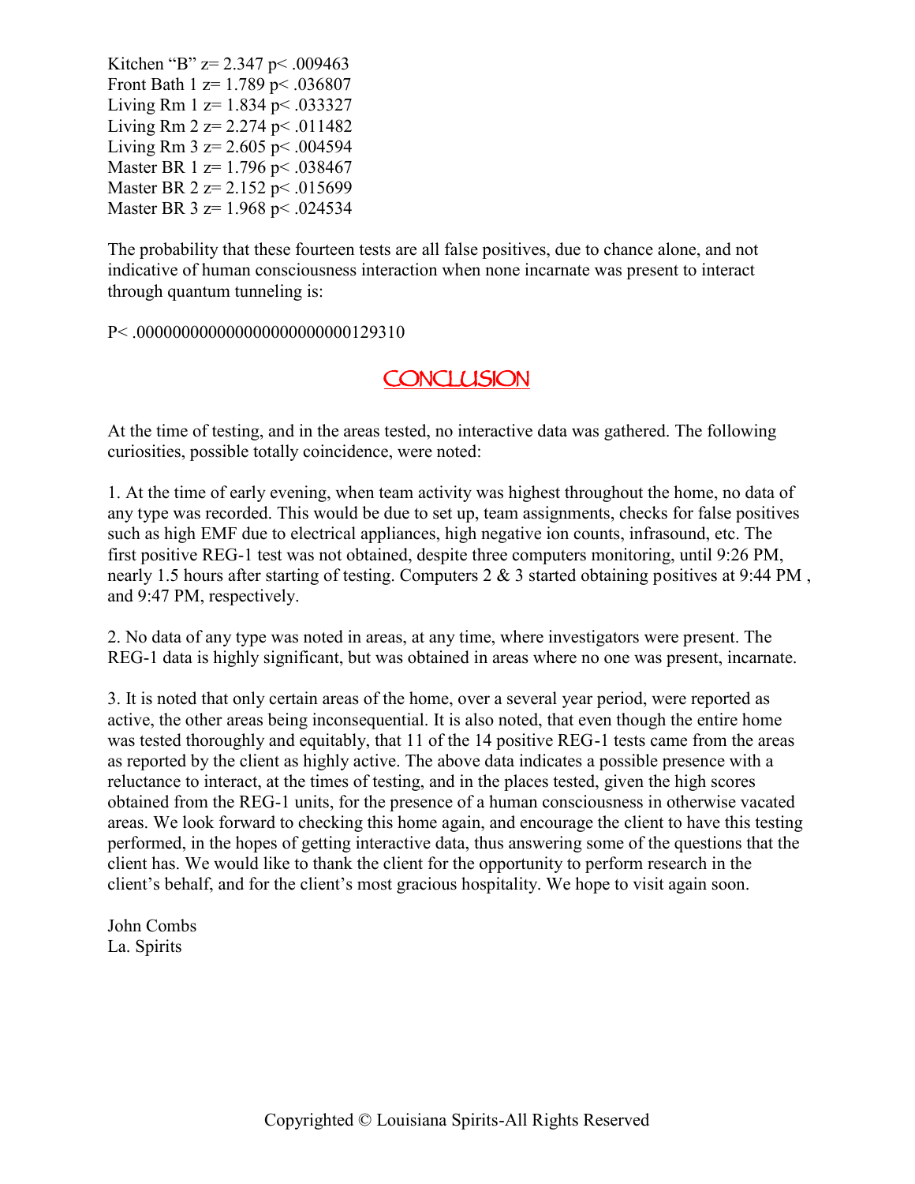Kitchen "B" $z = 2.347$ $p < .009463$
Front Bath 1 $z = 1.789$ $p < .036807$
Living Rm 1 $z = 1.834$ $p < .033327$
Living Rm 2 $z = 2.274$ $p < .011482$
Living Rm 3 $z = 2.605$ $p < .004594$
Master BR 1 $z = 1.796$ $p < .038467$
Master BR 2 $z = 2.152$ $p < .015699$
Master BR 3 $z = 1.968$ $p < .024534$

The probability that these fourteen tests are all false positives, due to chance alone, and not indicative of human consciousness interaction when none incarnate was present to interact through quantum tunneling is:

$P < .000000000000000000000000129310$

## CONCLUSION

At the time of testing, and in the areas tested, no interactive data was gathered. The following curiosities, possible totally coincidence, were noted:

1. At the time of early evening, when team activity was highest throughout the home, no data of any type was recorded. This would be due to set up, team assignments, checks for false positives such as high EMF due to electrical appliances, high negative ion counts, infrasound, etc. The first positive REG-1 test was not obtained, despite three computers monitoring, until 9:26 PM, nearly 1.5 hours after starting of testing. Computers 2 & 3 started obtaining positives at 9:44 PM , and 9:47 PM, respectively.

2. No data of any type was noted in areas, at any time, where investigators were present. The REG-1 data is highly significant, but was obtained in areas where no one was present, incarnate.

3. It is noted that only certain areas of the home, over a several year period, were reported as active, the other areas being inconsequential. It is also noted, that even though the entire home was tested thoroughly and equitably, that 11 of the 14 positive REG-1 tests came from the areas as reported by the client as highly active. The above data indicates a possible presence with a reluctance to interact, at the times of testing, and in the places tested, given the high scores obtained from the REG-1 units, for the presence of a human consciousness in otherwise vacated areas. We look forward to checking this home again, and encourage the client to have this testing performed, in the hopes of getting interactive data, thus answering some of the questions that the client has. We would like to thank the client for the opportunity to perform research in the client's behalf, and for the client's most gracious hospitality. We hope to visit again soon.

John Combs
La. Spirits

Copyrighted © Louisiana Spirits-All Rights Reserved